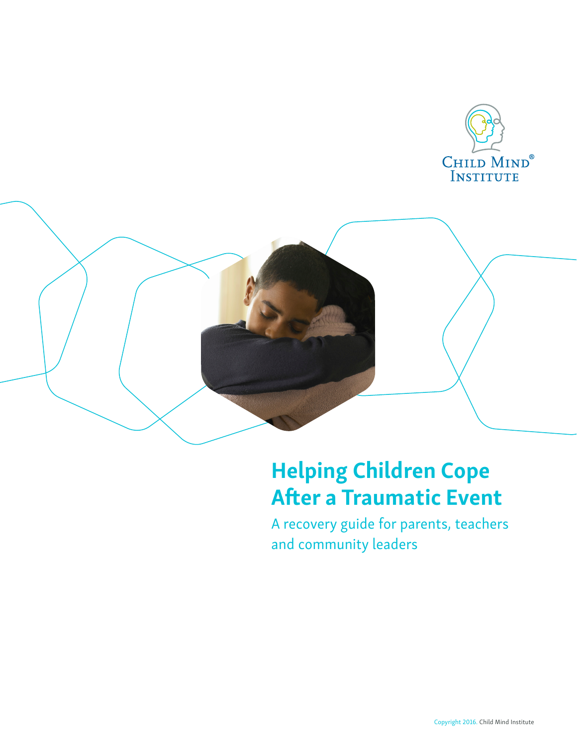Child Mind Institute®

# Helping Children Cope After a Traumatic Event

A recovery guide for parents, teachers and community leaders

Copyright 2016. Child Mind Institute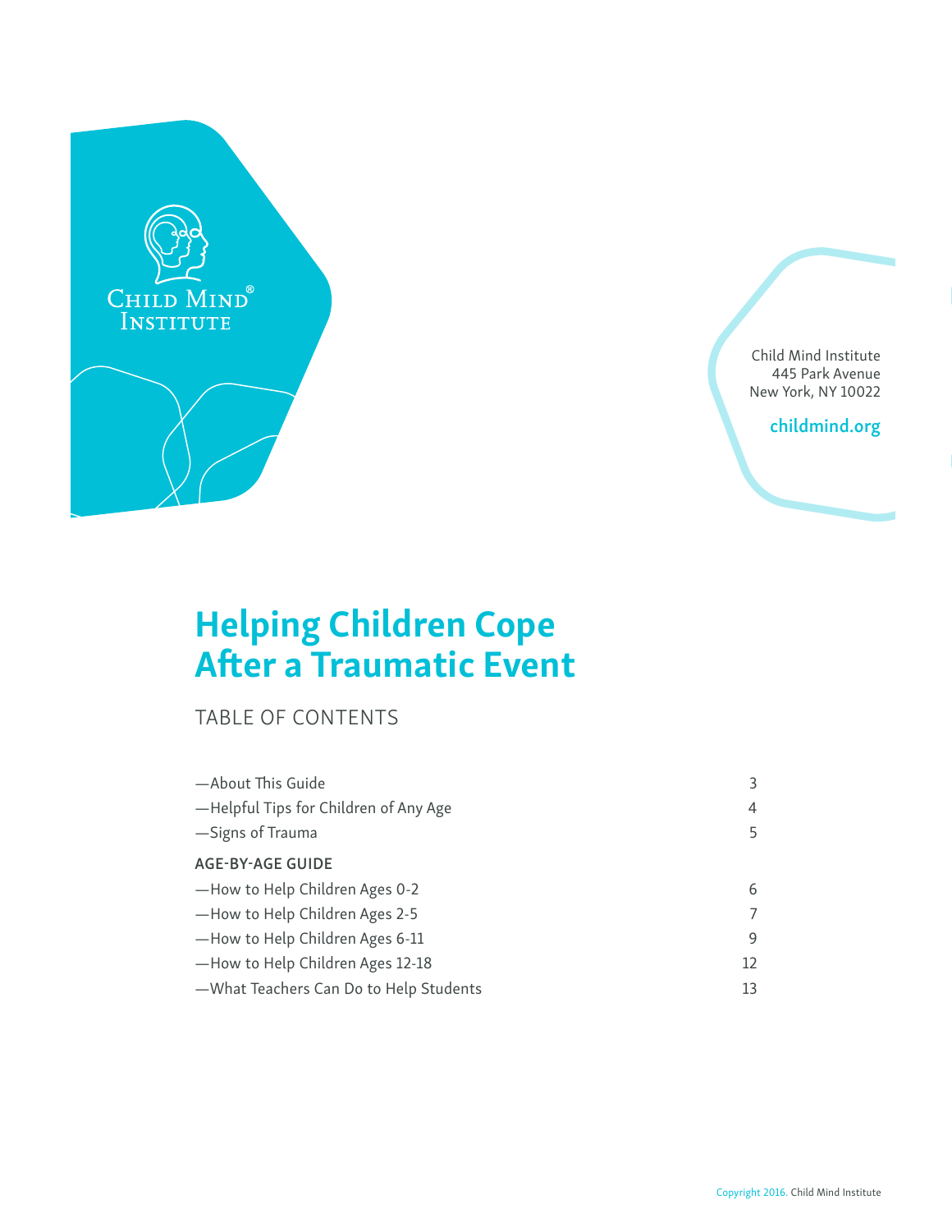Child Mind Institute
445 Park Avenue
New York, NY 10022

childmind.org

# Helping Children Cope After a Traumatic Event

## TABLE OF CONTENTS

| | |
|---|---|
| —About This Guide | 3 |
| —Helpful Tips for Children of Any Age | 4 |
| —Signs of Trauma | 5 |
| **AGE-BY-AGE GUIDE** | |
| —How to Help Children Ages 0-2 | 6 |
| —How to Help Children Ages 2-5 | 7 |
| —How to Help Children Ages 6-11 | 9 |
| —How to Help Children Ages 12-18 | 12 |
| —What Teachers Can Do to Help Students | 13 |

Copyright 2016. Child Mind Institute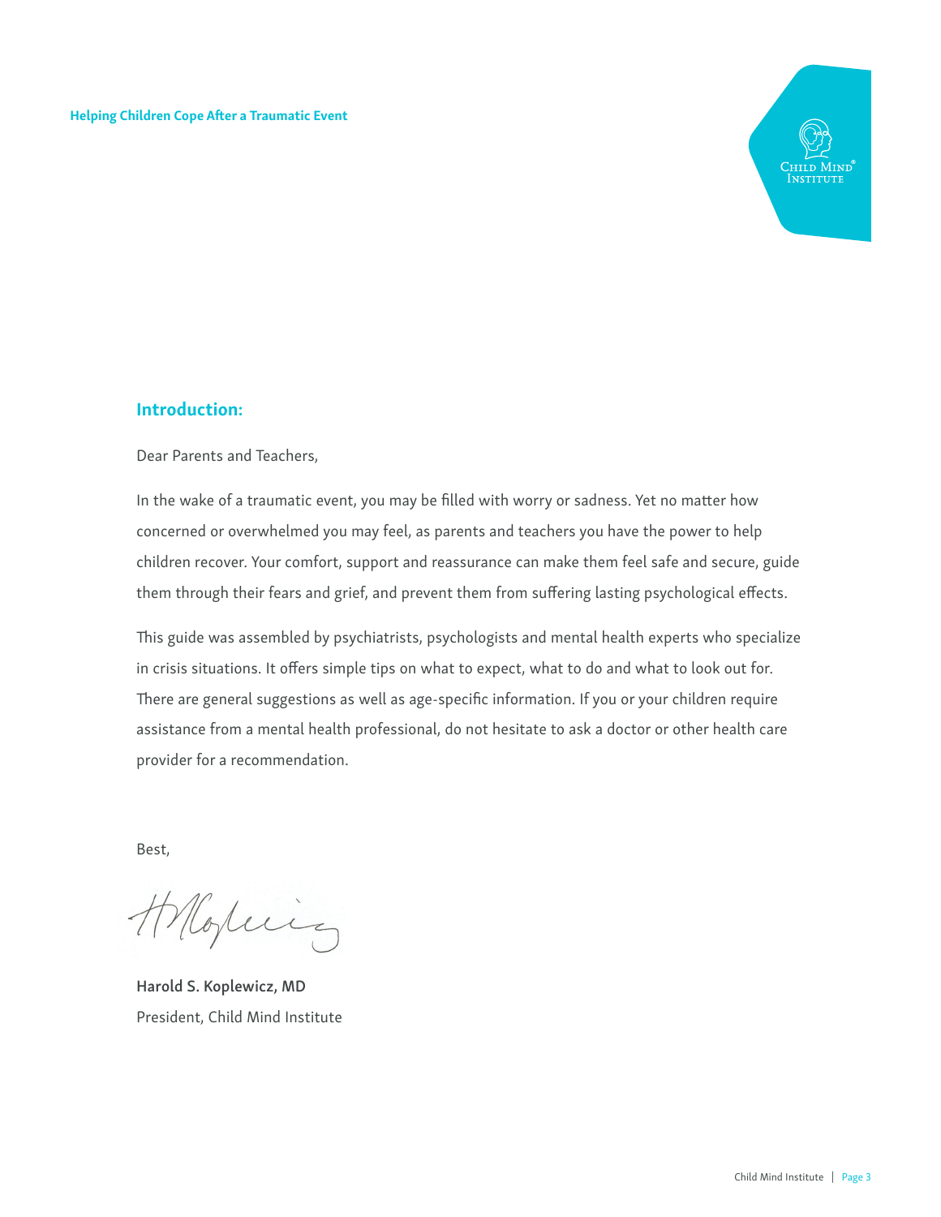## Introduction:

Dear Parents and Teachers,

In the wake of a traumatic event, you may be filled with worry or sadness. Yet no matter how concerned or overwhelmed you may feel, as parents and teachers you have the power to help children recover. Your comfort, support and reassurance can make them feel safe and secure, guide them through their fears and grief, and prevent them from suffering lasting psychological effects.

This guide was assembled by psychiatrists, psychologists and mental health experts who specialize in crisis situations. It offers simple tips on what to expect, what to do and what to look out for. There are general suggestions as well as age-specific information. If you or your children require assistance from a mental health professional, do not hesitate to ask a doctor or other health care provider for a recommendation.

Best,

**Harold S. Koplewicz, MD**
President, Child Mind Institute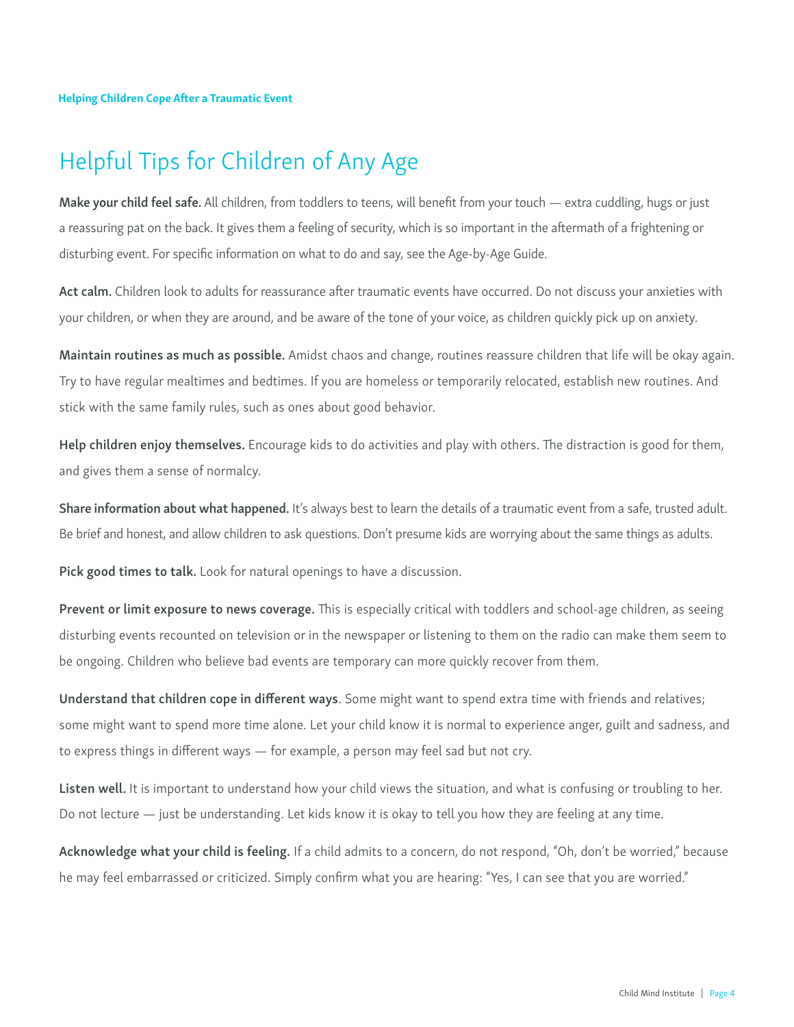# Helpful Tips for Children of Any Age

**Make your child feel safe.** All children, from toddlers to teens, will benefit from your touch — extra cuddling, hugs or just a reassuring pat on the back. It gives them a feeling of security, which is so important in the aftermath of a frightening or disturbing event. For specific information on what to do and say, see the Age-by-Age Guide.

**Act calm.** Children look to adults for reassurance after traumatic events have occurred. Do not discuss your anxieties with your children, or when they are around, and be aware of the tone of your voice, as children quickly pick up on anxiety.

**Maintain routines as much as possible.** Amidst chaos and change, routines reassure children that life will be okay again. Try to have regular mealtimes and bedtimes. If you are homeless or temporarily relocated, establish new routines. And stick with the same family rules, such as ones about good behavior.

**Help children enjoy themselves.** Encourage kids to do activities and play with others. The distraction is good for them, and gives them a sense of normalcy.

**Share information about what happened.** It's always best to learn the details of a traumatic event from a safe, trusted adult. Be brief and honest, and allow children to ask questions. Don't presume kids are worrying about the same things as adults.

**Pick good times to talk.** Look for natural openings to have a discussion.

**Prevent or limit exposure to news coverage.** This is especially critical with toddlers and school-age children, as seeing disturbing events recounted on television or in the newspaper or listening to them on the radio can make them seem to be ongoing. Children who believe bad events are temporary can more quickly recover from them.

**Understand that children cope in different ways**. Some might want to spend extra time with friends and relatives; some might want to spend more time alone. Let your child know it is normal to experience anger, guilt and sadness, and to express things in different ways — for example, a person may feel sad but not cry.

**Listen well.** It is important to understand how your child views the situation, and what is confusing or troubling to her. Do not lecture — just be understanding. Let kids know it is okay to tell you how they are feeling at any time.

**Acknowledge what your child is feeling.** If a child admits to a concern, do not respond, "Oh, don't be worried," because he may feel embarrassed or criticized. Simply confirm what you are hearing: "Yes, I can see that you are worried."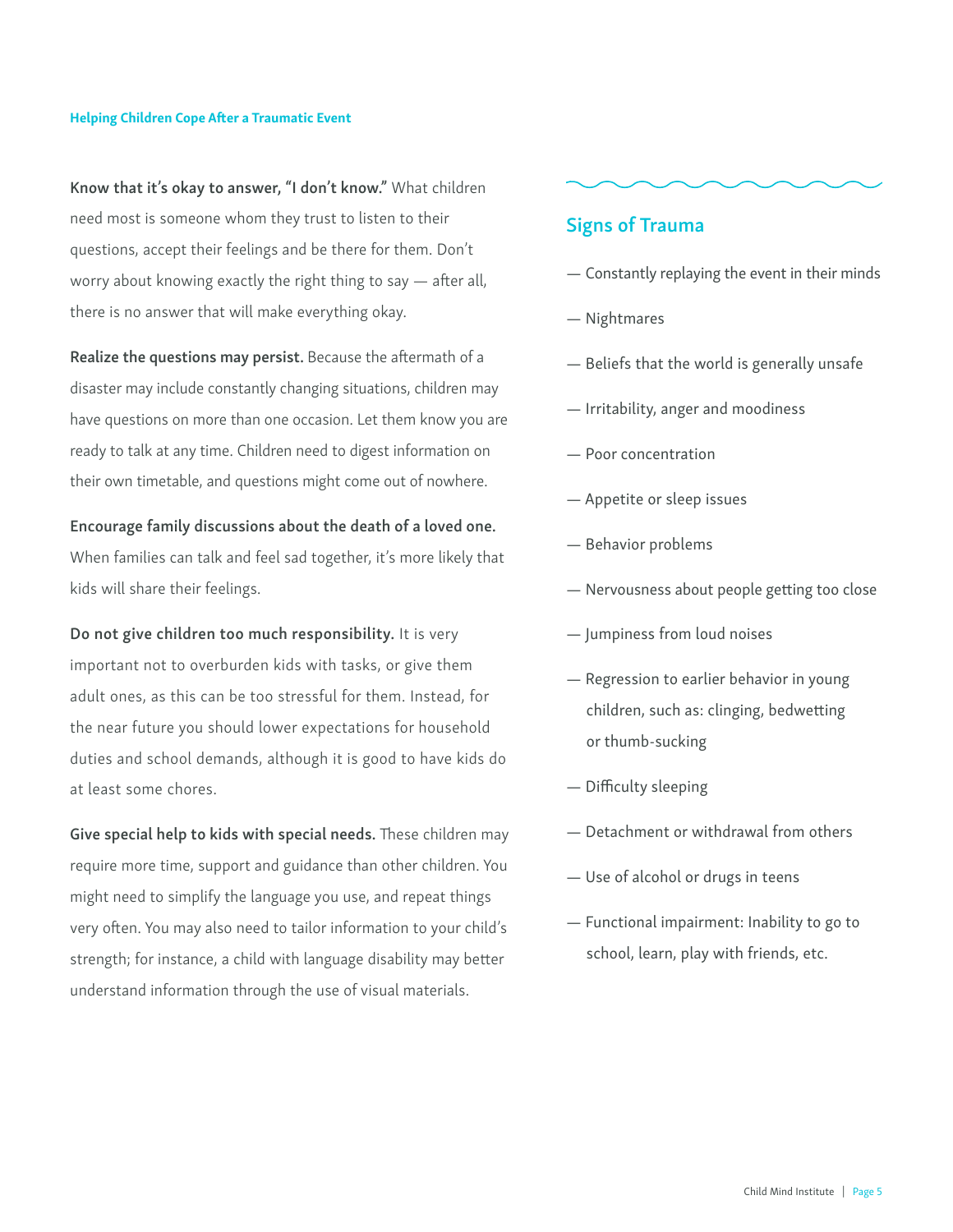**Know that it's okay to answer, "I don't know."** What children need most is someone whom they trust to listen to their questions, accept their feelings and be there for them. Don't worry about knowing exactly the right thing to say — after all, there is no answer that will make everything okay.

**Realize the questions may persist.** Because the aftermath of a disaster may include constantly changing situations, children may have questions on more than one occasion. Let them know you are ready to talk at any time. Children need to digest information on their own timetable, and questions might come out of nowhere.

**Encourage family discussions about the death of a loved one.** When families can talk and feel sad together, it's more likely that kids will share their feelings.

**Do not give children too much responsibility.** It is very important not to overburden kids with tasks, or give them adult ones, as this can be too stressful for them. Instead, for the near future you should lower expectations for household duties and school demands, although it is good to have kids do at least some chores.

**Give special help to kids with special needs.** These children may require more time, support and guidance than other children. You might need to simplify the language you use, and repeat things very often. You may also need to tailor information to your child's strength; for instance, a child with language disability may better understand information through the use of visual materials.

## Signs of Trauma

- Constantly replaying the event in their minds
- Nightmares
- Beliefs that the world is generally unsafe
- Irritability, anger and moodiness
- Poor concentration
- Appetite or sleep issues
- Behavior problems
- Nervousness about people getting too close
- Jumpiness from loud noises
- Regression to earlier behavior in young children, such as: clinging, bedwetting or thumb-sucking
- Difficulty sleeping
- Detachment or withdrawal from others
- Use of alcohol or drugs in teens
- Functional impairment: Inability to go to school, learn, play with friends, etc.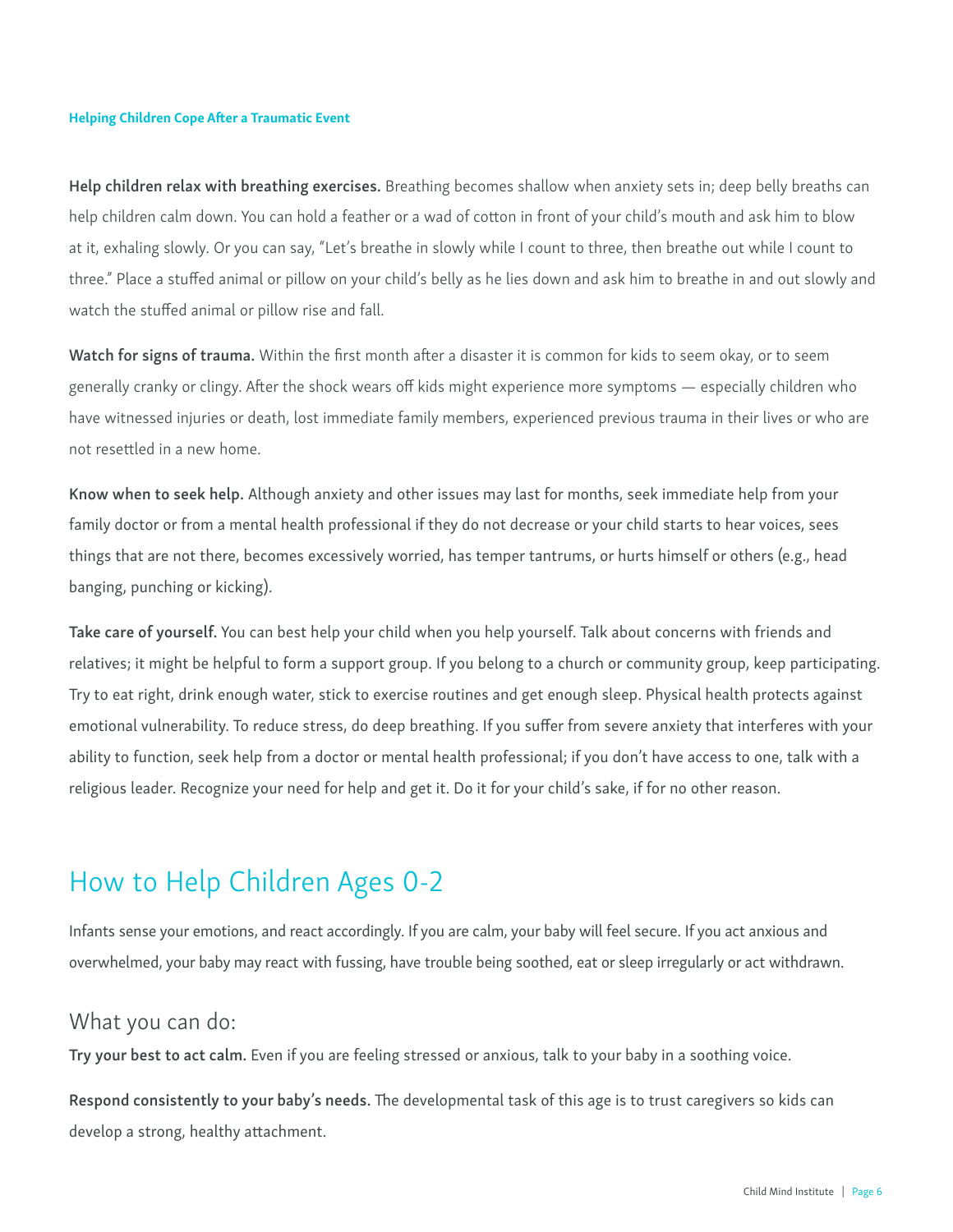**Help children relax with breathing exercises.** Breathing becomes shallow when anxiety sets in; deep belly breaths can help children calm down. You can hold a feather or a wad of cotton in front of your child's mouth and ask him to blow at it, exhaling slowly. Or you can say, "Let's breathe in slowly while I count to three, then breathe out while I count to three." Place a stuffed animal or pillow on your child's belly as he lies down and ask him to breathe in and out slowly and watch the stuffed animal or pillow rise and fall.

**Watch for signs of trauma.** Within the first month after a disaster it is common for kids to seem okay, or to seem generally cranky or clingy. After the shock wears off kids might experience more symptoms — especially children who have witnessed injuries or death, lost immediate family members, experienced previous trauma in their lives or who are not resettled in a new home.

**Know when to seek help.** Although anxiety and other issues may last for months, seek immediate help from your family doctor or from a mental health professional if they do not decrease or your child starts to hear voices, sees things that are not there, becomes excessively worried, has temper tantrums, or hurts himself or others (e.g., head banging, punching or kicking).

**Take care of yourself.** You can best help your child when you help yourself. Talk about concerns with friends and relatives; it might be helpful to form a support group. If you belong to a church or community group, keep participating. Try to eat right, drink enough water, stick to exercise routines and get enough sleep. Physical health protects against emotional vulnerability. To reduce stress, do deep breathing. If you suffer from severe anxiety that interferes with your ability to function, seek help from a doctor or mental health professional; if you don't have access to one, talk with a religious leader. Recognize your need for help and get it. Do it for your child's sake, if for no other reason.

## How to Help Children Ages 0-2

Infants sense your emotions, and react accordingly. If you are calm, your baby will feel secure. If you act anxious and overwhelmed, your baby may react with fussing, have trouble being soothed, eat or sleep irregularly or act withdrawn.

### What you can do:

**Try your best to act calm.** Even if you are feeling stressed or anxious, talk to your baby in a soothing voice.

**Respond consistently to your baby's needs.** The developmental task of this age is to trust caregivers so kids can develop a strong, healthy attachment.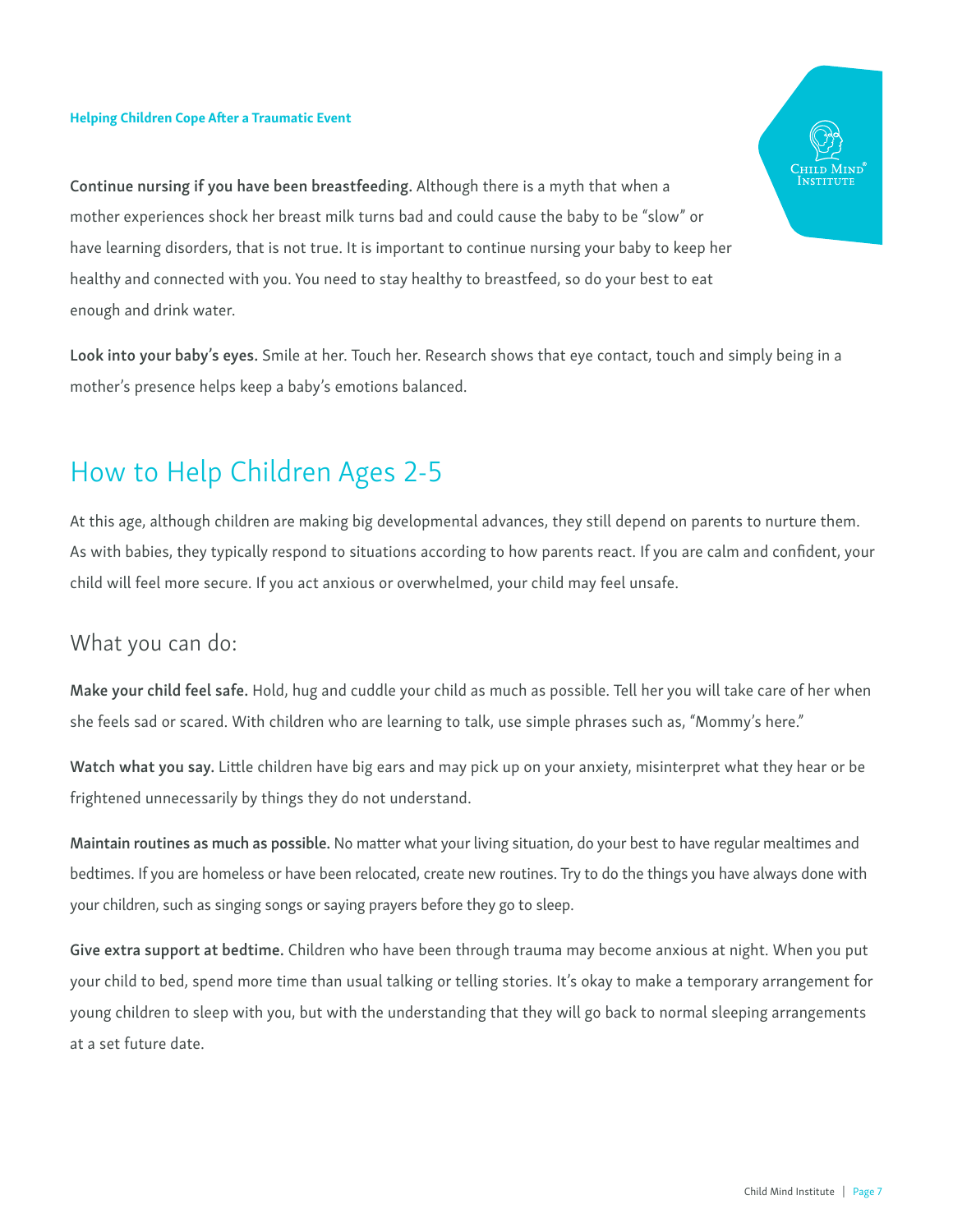**Continue nursing if you have been breastfeeding.** Although there is a myth that when a mother experiences shock her breast milk turns bad and could cause the baby to be "slow" or have learning disorders, that is not true. It is important to continue nursing your baby to keep her healthy and connected with you. You need to stay healthy to breastfeed, so do your best to eat enough and drink water.

**Look into your baby's eyes.** Smile at her. Touch her. Research shows that eye contact, touch and simply being in a mother's presence helps keep a baby's emotions balanced.

## How to Help Children Ages 2-5

At this age, although children are making big developmental advances, they still depend on parents to nurture them. As with babies, they typically respond to situations according to how parents react. If you are calm and confident, your child will feel more secure. If you act anxious or overwhelmed, your child may feel unsafe.

### What you can do:

**Make your child feel safe.** Hold, hug and cuddle your child as much as possible. Tell her you will take care of her when she feels sad or scared. With children who are learning to talk, use simple phrases such as, "Mommy's here."

**Watch what you say.** Little children have big ears and may pick up on your anxiety, misinterpret what they hear or be frightened unnecessarily by things they do not understand.

**Maintain routines as much as possible.** No matter what your living situation, do your best to have regular mealtimes and bedtimes. If you are homeless or have been relocated, create new routines. Try to do the things you have always done with your children, such as singing songs or saying prayers before they go to sleep.

**Give extra support at bedtime.** Children who have been through trauma may become anxious at night. When you put your child to bed, spend more time than usual talking or telling stories. It's okay to make a temporary arrangement for young children to sleep with you, but with the understanding that they will go back to normal sleeping arrangements at a set future date.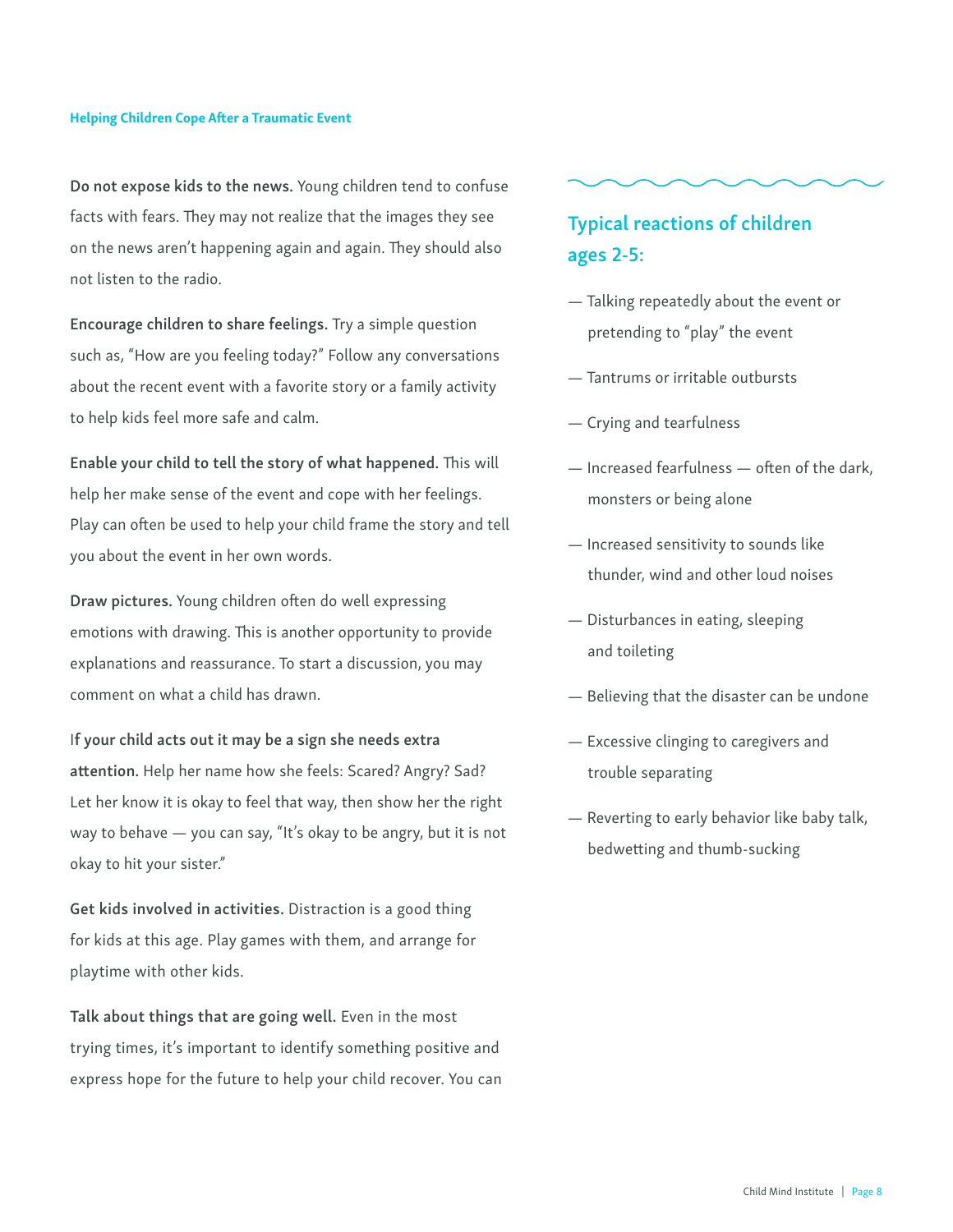**Do not expose kids to the news.** Young children tend to confuse facts with fears. They may not realize that the images they see on the news aren't happening again and again. They should also not listen to the radio.

**Encourage children to share feelings.** Try a simple question such as, "How are you feeling today?" Follow any conversations about the recent event with a favorite story or a family activity to help kids feel more safe and calm.

**Enable your child to tell the story of what happened.** This will help her make sense of the event and cope with her feelings. Play can often be used to help your child frame the story and tell you about the event in her own words.

**Draw pictures.** Young children often do well expressing emotions with drawing. This is another opportunity to provide explanations and reassurance. To start a discussion, you may comment on what a child has drawn.

**If your child acts out it may be a sign she needs extra attention.** Help her name how she feels: Scared? Angry? Sad? Let her know it is okay to feel that way, then show her the right way to behave — you can say, "It's okay to be angry, but it is not okay to hit your sister."

**Get kids involved in activities.** Distraction is a good thing for kids at this age. Play games with them, and arrange for playtime with other kids.

**Talk about things that are going well.** Even in the most trying times, it's important to identify something positive and express hope for the future to help your child recover. You can

## Typical reactions of children ages 2-5:

- Talking repeatedly about the event or pretending to "play" the event
- Tantrums or irritable outbursts
- Crying and tearfulness
- Increased fearfulness — often of the dark, monsters or being alone
- Increased sensitivity to sounds like thunder, wind and other loud noises
- Disturbances in eating, sleeping and toileting
- Believing that the disaster can be undone
- Excessive clinging to caregivers and trouble separating
- Reverting to early behavior like baby talk, bedwetting and thumb-sucking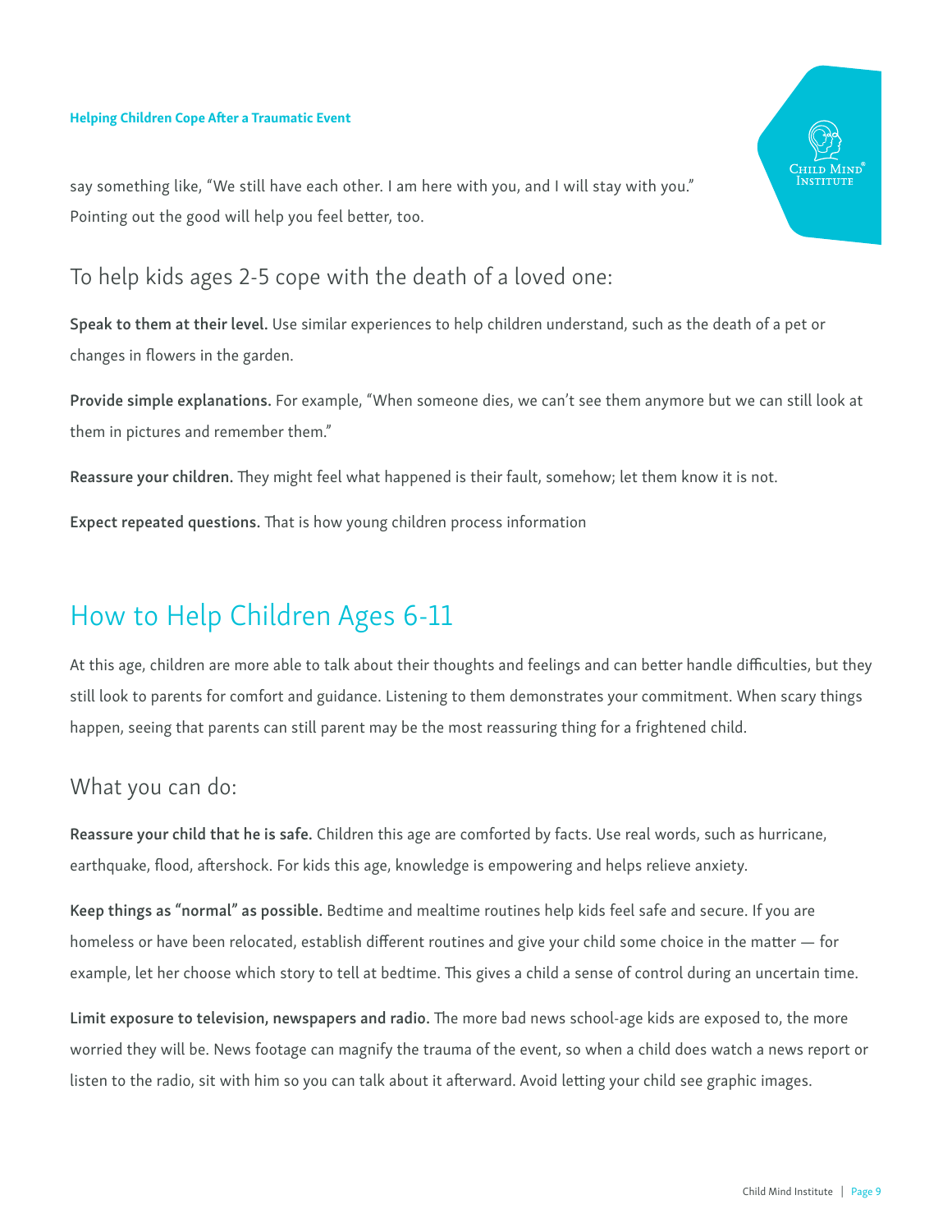say something like, “We still have each other. I am here with you, and I will stay with you.” Pointing out the good will help you feel better, too.

### To help kids ages 2-5 cope with the death of a loved one:

**Speak to them at their level.** Use similar experiences to help children understand, such as the death of a pet or changes in flowers in the garden.

**Provide simple explanations.** For example, “When someone dies, we can’t see them anymore but we can still look at them in pictures and remember them.”

**Reassure your children.** They might feel what happened is their fault, somehow; let them know it is not.

**Expect repeated questions.** That is how young children process information

## How to Help Children Ages 6-11

At this age, children are more able to talk about their thoughts and feelings and can better handle difficulties, but they still look to parents for comfort and guidance. Listening to them demonstrates your commitment. When scary things happen, seeing that parents can still parent may be the most reassuring thing for a frightened child.

### What you can do:

**Reassure your child that he is safe.** Children this age are comforted by facts. Use real words, such as hurricane, earthquake, flood, aftershock. For kids this age, knowledge is empowering and helps relieve anxiety.

**Keep things as “normal” as possible.** Bedtime and mealtime routines help kids feel safe and secure. If you are homeless or have been relocated, establish different routines and give your child some choice in the matter — for example, let her choose which story to tell at bedtime. This gives a child a sense of control during an uncertain time.

**Limit exposure to television, newspapers and radio.** The more bad news school-age kids are exposed to, the more worried they will be. News footage can magnify the trauma of the event, so when a child does watch a news report or listen to the radio, sit with him so you can talk about it afterward. Avoid letting your child see graphic images.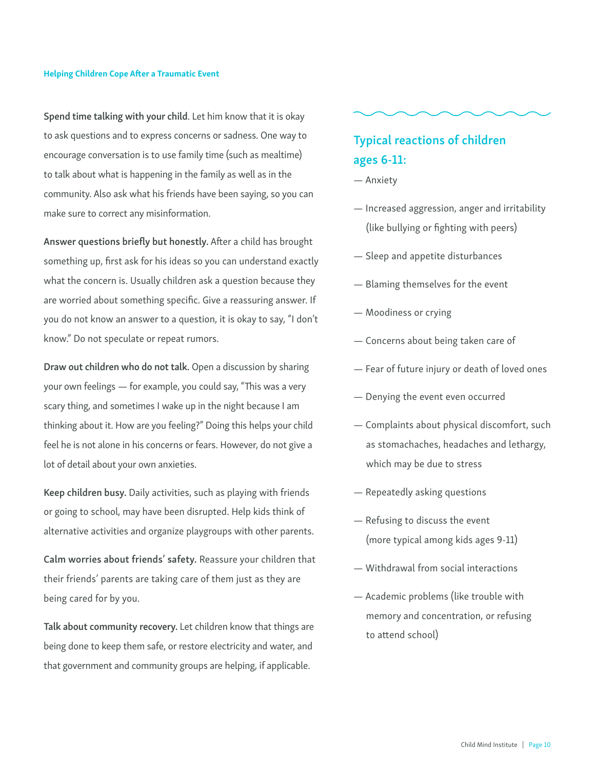**Spend time talking with your child**. Let him know that it is okay to ask questions and to express concerns or sadness. One way to encourage conversation is to use family time (such as mealtime) to talk about what is happening in the family as well as in the community. Also ask what his friends have been saying, so you can make sure to correct any misinformation.

**Answer questions briefly but honestly.** After a child has brought something up, first ask for his ideas so you can understand exactly what the concern is. Usually children ask a question because they are worried about something specific. Give a reassuring answer. If you do not know an answer to a question, it is okay to say, "I don't know." Do not speculate or repeat rumors.

**Draw out children who do not talk.** Open a discussion by sharing your own feelings — for example, you could say, "This was a very scary thing, and sometimes I wake up in the night because I am thinking about it. How are you feeling?" Doing this helps your child feel he is not alone in his concerns or fears. However, do not give a lot of detail about your own anxieties.

**Keep children busy.** Daily activities, such as playing with friends or going to school, may have been disrupted. Help kids think of alternative activities and organize playgroups with other parents.

**Calm worries about friends' safety.** Reassure your children that their friends' parents are taking care of them just as they are being cared for by you.

**Talk about community recovery.** Let children know that things are being done to keep them safe, or restore electricity and water, and that government and community groups are helping, if applicable.

## Typical reactions of children ages 6-11:

— Anxiety

— Increased aggression, anger and irritability (like bullying or fighting with peers)

— Sleep and appetite disturbances

— Blaming themselves for the event

— Moodiness or crying

— Concerns about being taken care of

— Fear of future injury or death of loved ones

— Denying the event even occurred

— Complaints about physical discomfort, such as stomachaches, headaches and lethargy, which may be due to stress

— Repeatedly asking questions

— Refusing to discuss the event (more typical among kids ages 9-11)

— Withdrawal from social interactions

— Academic problems (like trouble with memory and concentration, or refusing to attend school)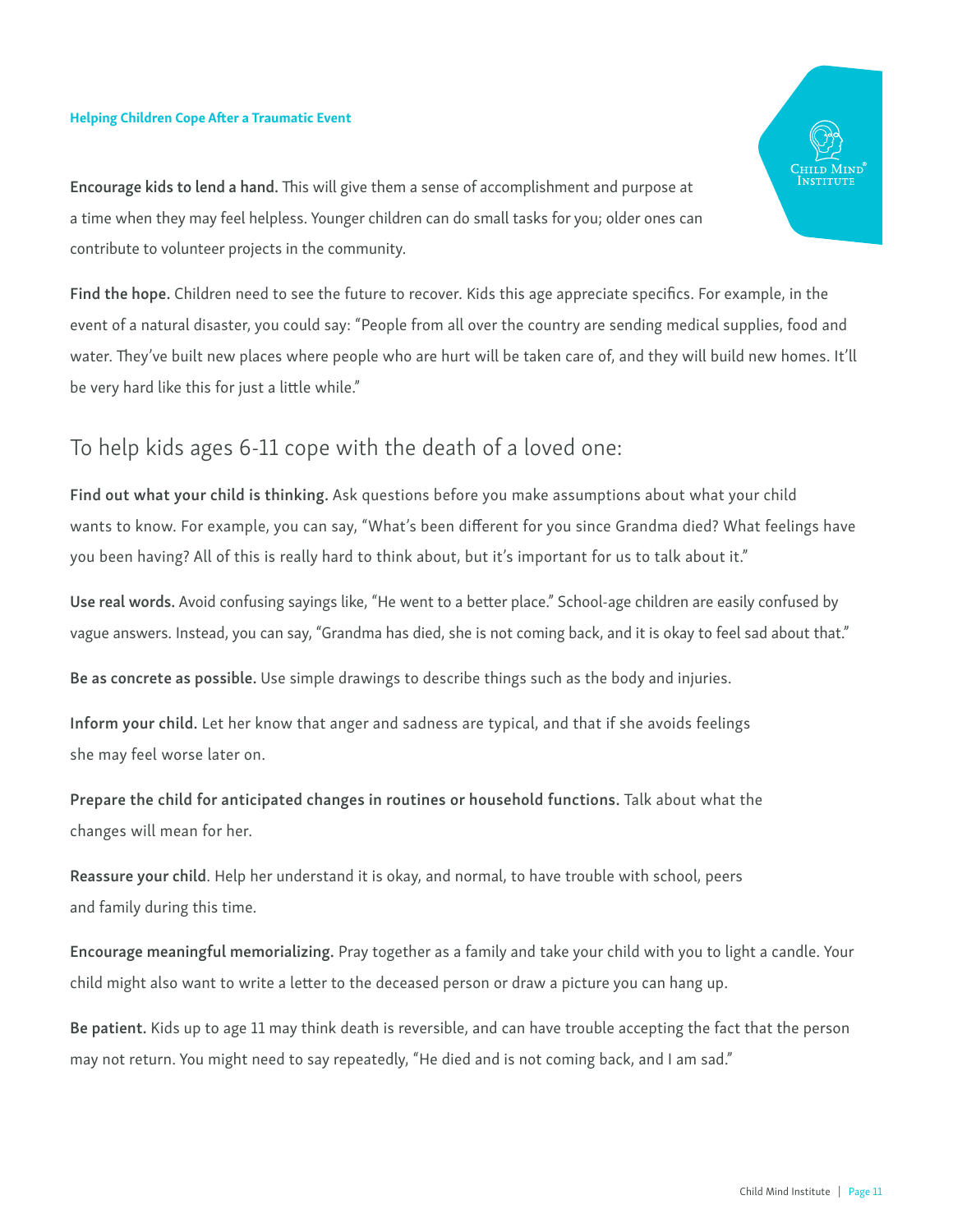**Encourage kids to lend a hand.** This will give them a sense of accomplishment and purpose at a time when they may feel helpless. Younger children can do small tasks for you; older ones can contribute to volunteer projects in the community.

**Find the hope.** Children need to see the future to recover. Kids this age appreciate specifics. For example, in the event of a natural disaster, you could say: "People from all over the country are sending medical supplies, food and water. They've built new places where people who are hurt will be taken care of, and they will build new homes. It'll be very hard like this for just a little while."

## To help kids ages 6-11 cope with the death of a loved one:

**Find out what your child is thinking.** Ask questions before you make assumptions about what your child wants to know. For example, you can say, "What's been different for you since Grandma died? What feelings have you been having? All of this is really hard to think about, but it's important for us to talk about it."

**Use real words.** Avoid confusing sayings like, "He went to a better place." School-age children are easily confused by vague answers. Instead, you can say, "Grandma has died, she is not coming back, and it is okay to feel sad about that."

**Be as concrete as possible.** Use simple drawings to describe things such as the body and injuries.

**Inform your child.** Let her know that anger and sadness are typical, and that if she avoids feelings she may feel worse later on.

**Prepare the child for anticipated changes in routines or household functions.** Talk about what the changes will mean for her.

**Reassure your child**. Help her understand it is okay, and normal, to have trouble with school, peers and family during this time.

**Encourage meaningful memorializing.** Pray together as a family and take your child with you to light a candle. Your child might also want to write a letter to the deceased person or draw a picture you can hang up.

**Be patient.** Kids up to age 11 may think death is reversible, and can have trouble accepting the fact that the person may not return. You might need to say repeatedly, "He died and is not coming back, and I am sad."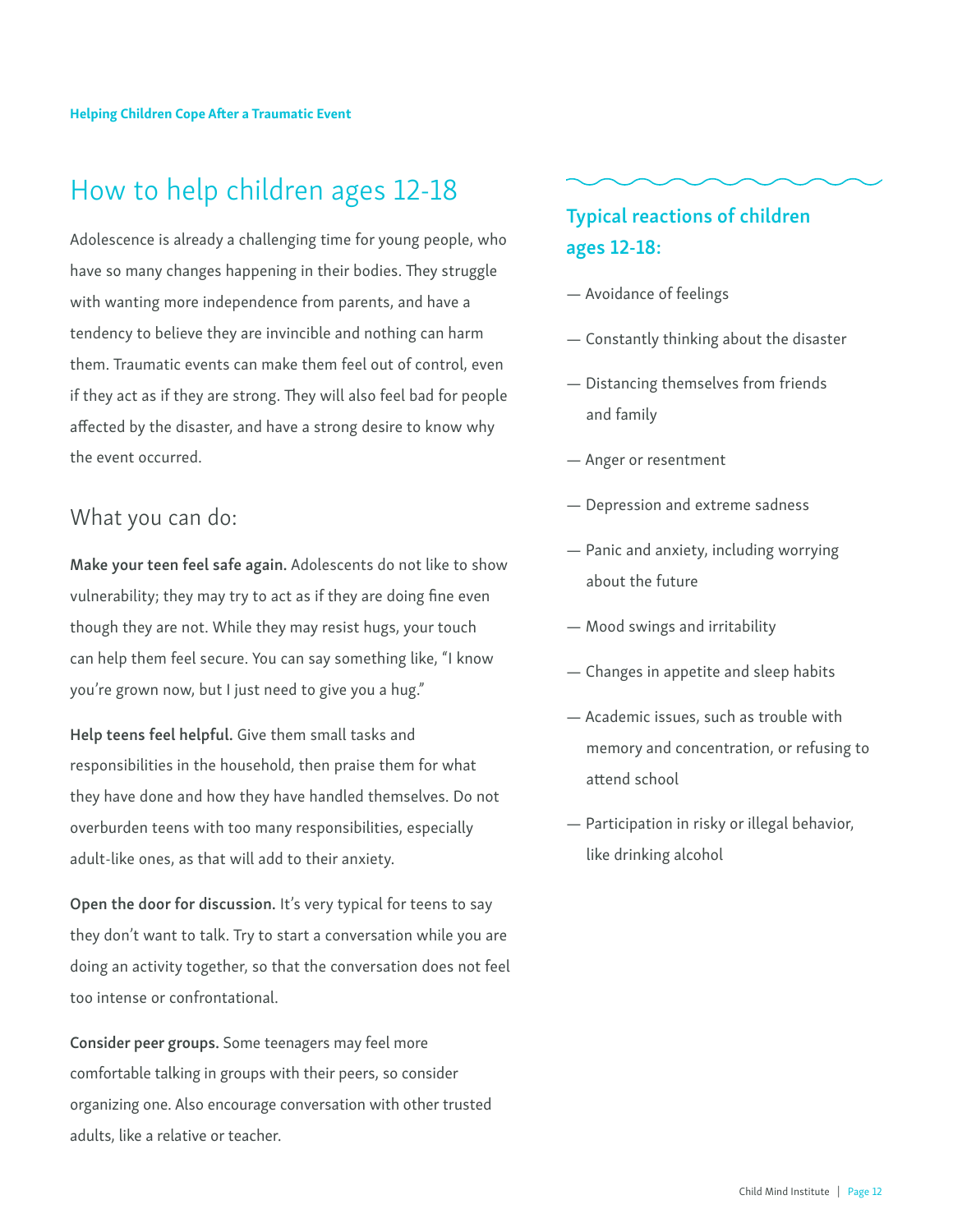# How to help children ages 12-18

Adolescence is already a challenging time for young people, who have so many changes happening in their bodies. They struggle with wanting more independence from parents, and have a tendency to believe they are invincible and nothing can harm them. Traumatic events can make them feel out of control, even if they act as if they are strong. They will also feel bad for people affected by the disaster, and have a strong desire to know why the event occurred.

## What you can do:

**Make your teen feel safe again.** Adolescents do not like to show vulnerability; they may try to act as if they are doing fine even though they are not. While they may resist hugs, your touch can help them feel secure. You can say something like, "I know you're grown now, but I just need to give you a hug."

**Help teens feel helpful.** Give them small tasks and responsibilities in the household, then praise them for what they have done and how they have handled themselves. Do not overburden teens with too many responsibilities, especially adult-like ones, as that will add to their anxiety.

**Open the door for discussion.** It's very typical for teens to say they don't want to talk. Try to start a conversation while you are doing an activity together, so that the conversation does not feel too intense or confrontational.

**Consider peer groups.** Some teenagers may feel more comfortable talking in groups with their peers, so consider organizing one. Also encourage conversation with other trusted adults, like a relative or teacher.

### Typical reactions of children ages 12-18:

— Avoidance of feelings

— Constantly thinking about the disaster

— Distancing themselves from friends and family

— Anger or resentment

— Depression and extreme sadness

— Panic and anxiety, including worrying about the future

— Mood swings and irritability

— Changes in appetite and sleep habits

— Academic issues, such as trouble with memory and concentration, or refusing to attend school

— Participation in risky or illegal behavior, like drinking alcohol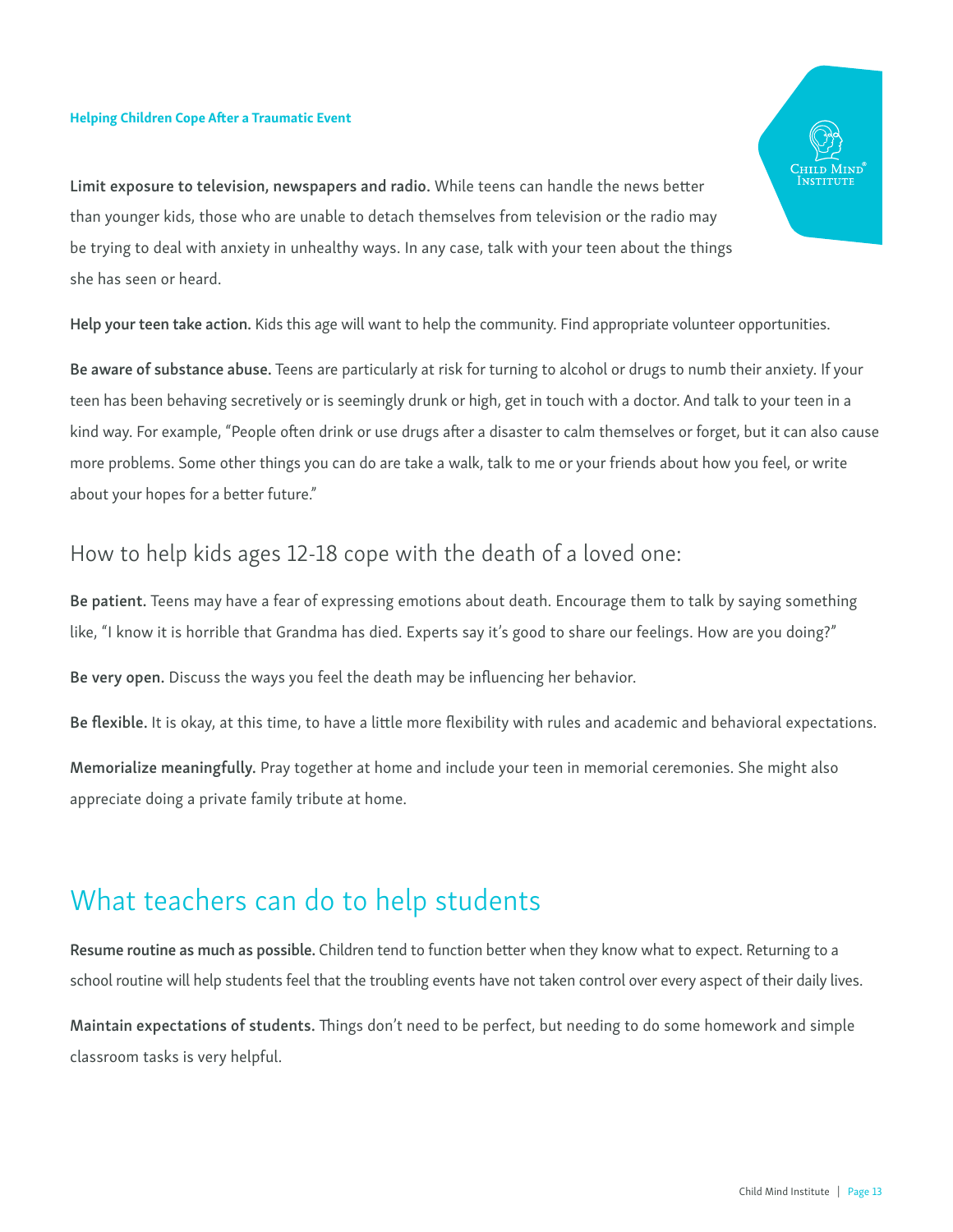**Limit exposure to television, newspapers and radio.** While teens can handle the news better than younger kids, those who are unable to detach themselves from television or the radio may be trying to deal with anxiety in unhealthy ways. In any case, talk with your teen about the things she has seen or heard.

**Help your teen take action.** Kids this age will want to help the community. Find appropriate volunteer opportunities.

**Be aware of substance abuse.** Teens are particularly at risk for turning to alcohol or drugs to numb their anxiety. If your teen has been behaving secretively or is seemingly drunk or high, get in touch with a doctor. And talk to your teen in a kind way. For example, "People often drink or use drugs after a disaster to calm themselves or forget, but it can also cause more problems. Some other things you can do are take a walk, talk to me or your friends about how you feel, or write about your hopes for a better future."

### How to help kids ages 12-18 cope with the death of a loved one:

**Be patient.** Teens may have a fear of expressing emotions about death. Encourage them to talk by saying something like, "I know it is horrible that Grandma has died. Experts say it's good to share our feelings. How are you doing?"

**Be very open.** Discuss the ways you feel the death may be influencing her behavior.

**Be flexible.** It is okay, at this time, to have a little more flexibility with rules and academic and behavioral expectations.

**Memorialize meaningfully.** Pray together at home and include your teen in memorial ceremonies. She might also appreciate doing a private family tribute at home.

## What teachers can do to help students

**Resume routine as much as possible.** Children tend to function better when they know what to expect. Returning to a school routine will help students feel that the troubling events have not taken control over every aspect of their daily lives.

**Maintain expectations of students.** Things don't need to be perfect, but needing to do some homework and simple classroom tasks is very helpful.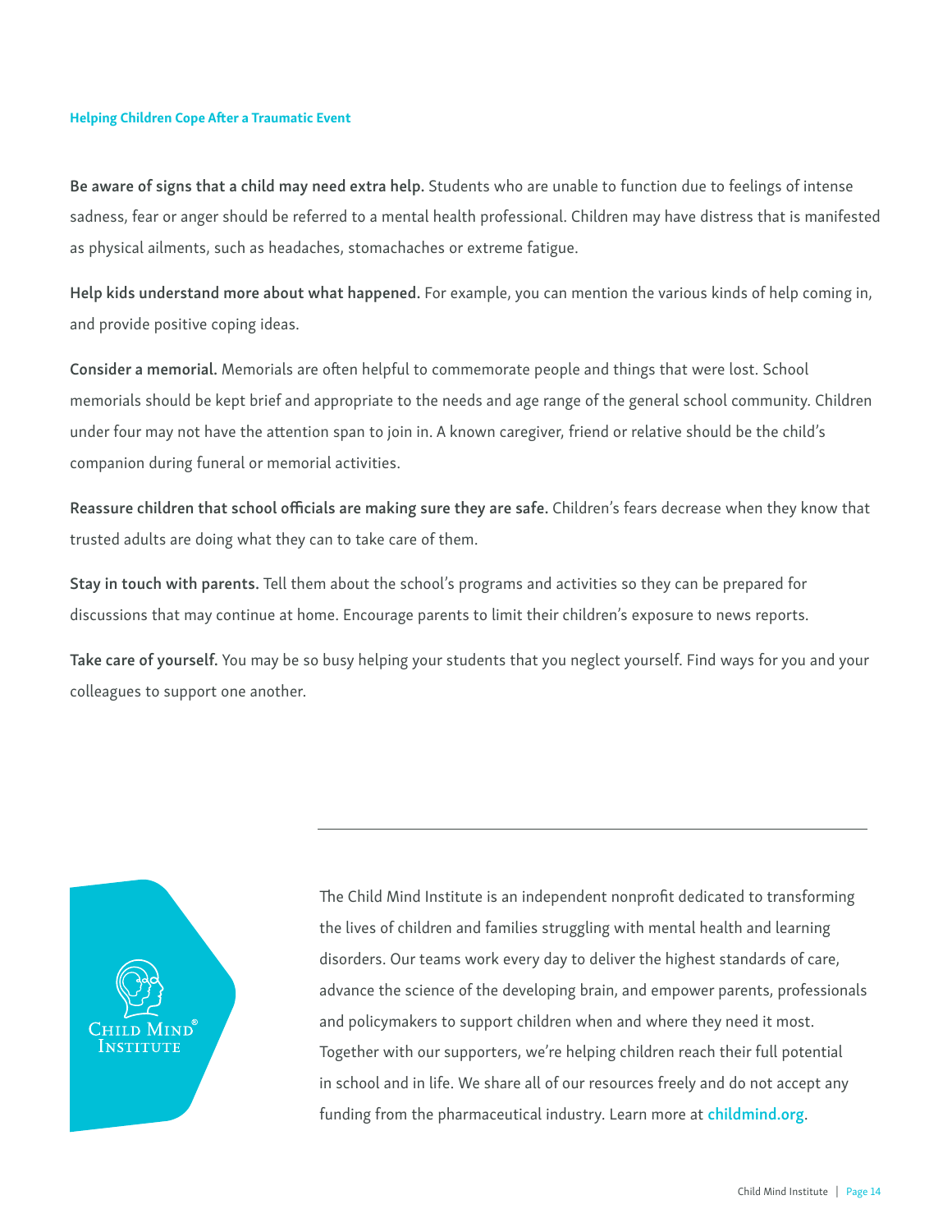**Be aware of signs that a child may need extra help.** Students who are unable to function due to feelings of intense sadness, fear or anger should be referred to a mental health professional. Children may have distress that is manifested as physical ailments, such as headaches, stomachaches or extreme fatigue.

**Help kids understand more about what happened.** For example, you can mention the various kinds of help coming in, and provide positive coping ideas.

**Consider a memorial.** Memorials are often helpful to commemorate people and things that were lost. School memorials should be kept brief and appropriate to the needs and age range of the general school community. Children under four may not have the attention span to join in. A known caregiver, friend or relative should be the child's companion during funeral or memorial activities.

**Reassure children that school officials are making sure they are safe.** Children's fears decrease when they know that trusted adults are doing what they can to take care of them.

**Stay in touch with parents.** Tell them about the school's programs and activities so they can be prepared for discussions that may continue at home. Encourage parents to limit their children's exposure to news reports.

**Take care of yourself.** You may be so busy helping your students that you neglect yourself. Find ways for you and your colleagues to support one another.

---

Child Mind Institute®

The Child Mind Institute is an independent nonprofit dedicated to transforming the lives of children and families struggling with mental health and learning disorders. Our teams work every day to deliver the highest standards of care, advance the science of the developing brain, and empower parents, professionals and policymakers to support children when and where they need it most. Together with our supporters, we're helping children reach their full potential in school and in life. We share all of our resources freely and do not accept any funding from the pharmaceutical industry. Learn more at **childmind.org**.